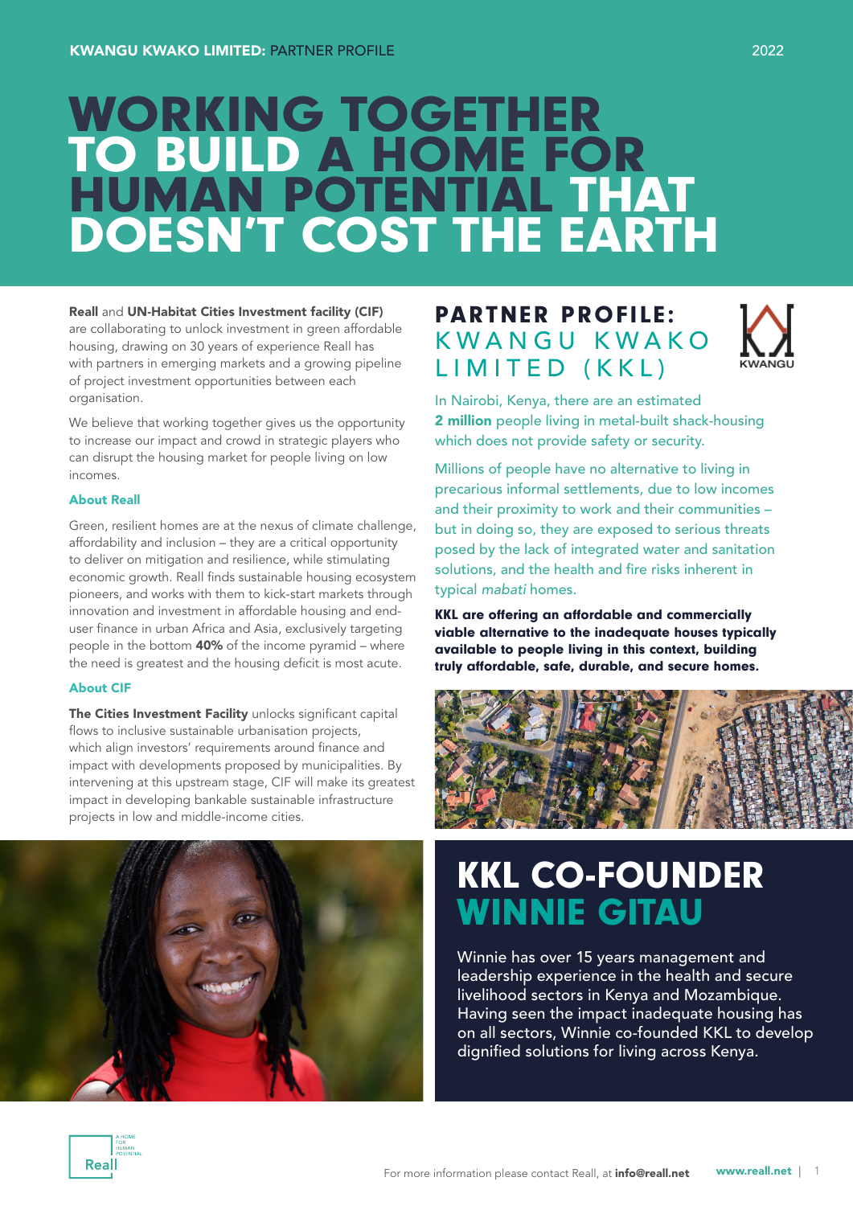KWANGU KWAKO LIMITED: PARTNER PROFILE

2022

# WORKING TOGETHER TO BUILD A HOME FOR HUMAN POTENTIAL THAT DOESN'T COST THE EARTH

**Reall** and **UN-Habitat Cities Investment facility (CIF)** are collaborating to unlock investment in green affordable housing, drawing on 30 years of experience Reall has with partners in emerging markets and a growing pipeline of project investment opportunities between each organisation.

We believe that working together gives us the opportunity to increase our impact and crowd in strategic players who can disrupt the housing market for people living on low incomes.

### About Reall

Green, resilient homes are at the nexus of climate challenge, affordability and inclusion – they are a critical opportunity to deliver on mitigation and resilience, while stimulating economic growth. Reall finds sustainable housing ecosystem pioneers, and works with them to kick-start markets through innovation and investment in affordable housing and end-user finance in urban Africa and Asia, exclusively targeting people in the bottom **40%** of the income pyramid – where the need is greatest and the housing deficit is most acute.

### About CIF

**The Cities Investment Facility** unlocks significant capital flows to inclusive sustainable urbanisation projects, which align investors' requirements around finance and impact with developments proposed by municipalities. By intervening at this upstream stage, CIF will make its greatest impact in developing bankable sustainable infrastructure projects in low and middle-income cities.

## PARTNER PROFILE: KWANGU KWAKO LIMITED (KKL)

KWANGU

In Nairobi, Kenya, there are an estimated **2 million** people living in metal-built shack-housing which does not provide safety or security.

Millions of people have no alternative to living in precarious informal settlements, due to low incomes and their proximity to work and their communities – but in doing so, they are exposed to serious threats posed by the lack of integrated water and sanitation solutions, and the health and fire risks inherent in typical *mabati* homes.

**KKL are offering an affordable and commercially viable alternative to the inadequate houses typically available to people living in this context, building truly affordable, safe, durable, and secure homes.**

## KKL CO-FOUNDER WINNIE GITAU

Winnie has over 15 years management and leadership experience in the health and secure livelihood sectors in Kenya and Mozambique. Having seen the impact inadequate housing has on all sectors, Winnie co-founded KKL to develop dignified solutions for living across Kenya.

For more information please contact Reall, at **info@reall.net** **www.reall.net**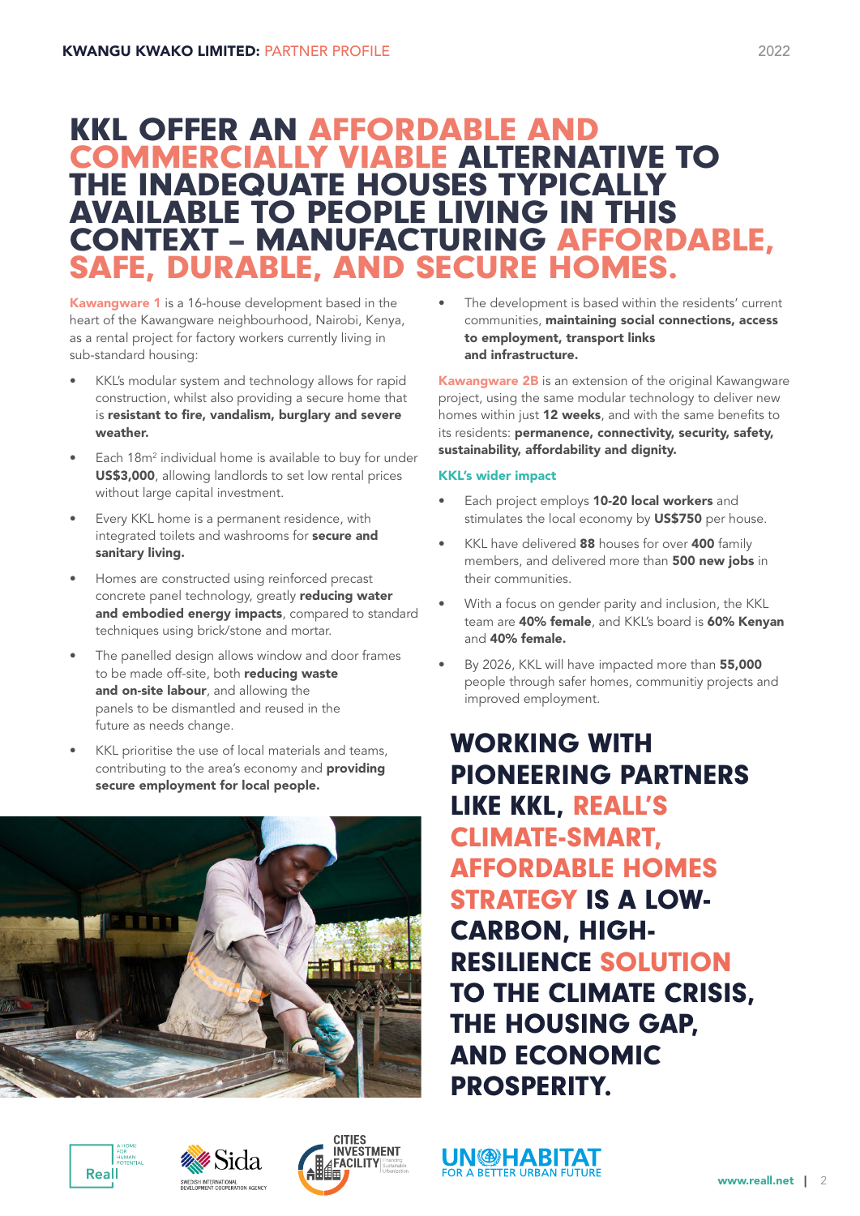# KKL OFFER AN AFFORDABLE AND COMMERCIALLY VIABLE ALTERNATIVE TO THE INADEQUATE HOUSES TYPICALLY AVAILABLE TO PEOPLE LIVING IN THIS CONTEXT – MANUFACTURING AFFORDABLE, SAFE, DURABLE, AND SECURE HOMES.

**Kawangware 1** is a 16-house development based in the heart of the Kawangware neighbourhood, Nairobi, Kenya, as a rental project for factory workers currently living in sub-standard housing:

- KKL's modular system and technology allows for rapid construction, whilst also providing a secure home that is **resistant to fire, vandalism, burglary and severe weather.**
- Each 18m² individual home is available to buy for under **US$3,000**, allowing landlords to set low rental prices without large capital investment.
- Every KKL home is a permanent residence, with integrated toilets and washrooms for **secure and sanitary living.**
- Homes are constructed using reinforced precast concrete panel technology, greatly **reducing water and embodied energy impacts**, compared to standard techniques using brick/stone and mortar.
- The panelled design allows window and door frames to be made off-site, both **reducing waste and on-site labour**, and allowing the panels to be dismantled and reused in the future as needs change.
- KKL prioritise the use of local materials and teams, contributing to the area's economy and **providing secure employment for local people.**
- The development is based within the residents' current communities, **maintaining social connections, access to employment, transport links and infrastructure.**

**Kawangware 2B** is an extension of the original Kawangware project, using the same modular technology to deliver new homes within just **12 weeks**, and with the same benefits to its residents: **permanence, connectivity, security, safety, sustainability, affordability and dignity.**

### KKL's wider impact

- Each project employs **10-20 local workers** and stimulates the local economy by **US$750** per house.
- KKL have delivered **88** houses for over **400** family members, and delivered more than **500 new jobs** in their communities.
- With a focus on gender parity and inclusion, the KKL team are **40% female**, and KKL's board is **60% Kenyan** and **40% female.**
- By 2026, KKL will have impacted more than **55,000** people through safer homes, communitiy projects and improved employment.

## WORKING WITH PIONEERING PARTNERS LIKE KKL, REALL'S CLIMATE-SMART, AFFORDABLE HOMES STRATEGY IS A LOW-CARBON, HIGH-RESILIENCE SOLUTION TO THE CLIMATE CRISIS, THE HOUSING GAP, AND ECONOMIC PROSPERITY.

www.reall.net